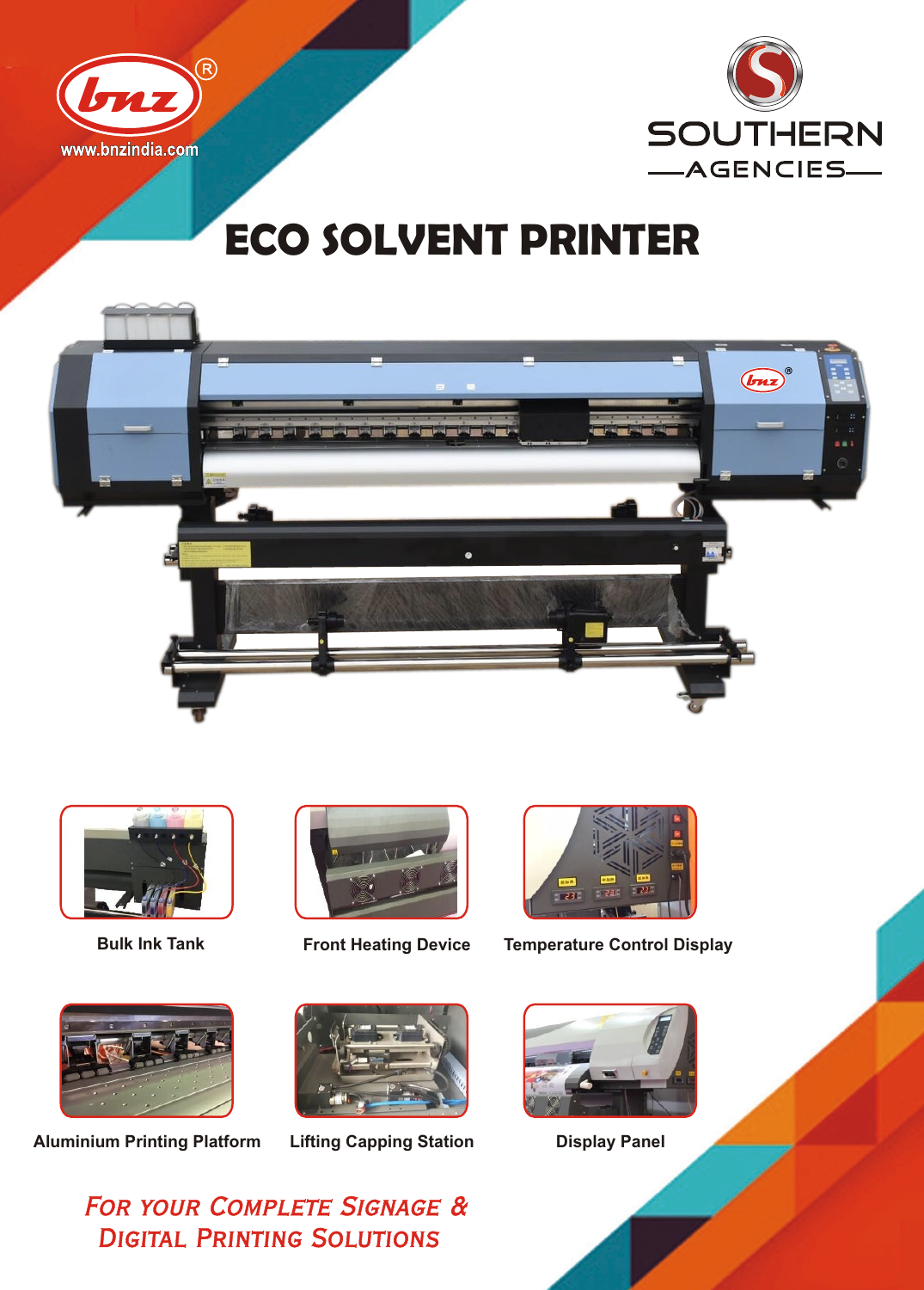bnz®

www.bnzindia.com

SOUTHERN

AGENCIES

# ECO SOLVENT PRINTER

Bulk Ink Tank

Front Heating Device

Temperature Control Display

Aluminium Printing Platform

Lifting Capping Station

Display Panel

*For your Complete Signage & Digital Printing Solutions*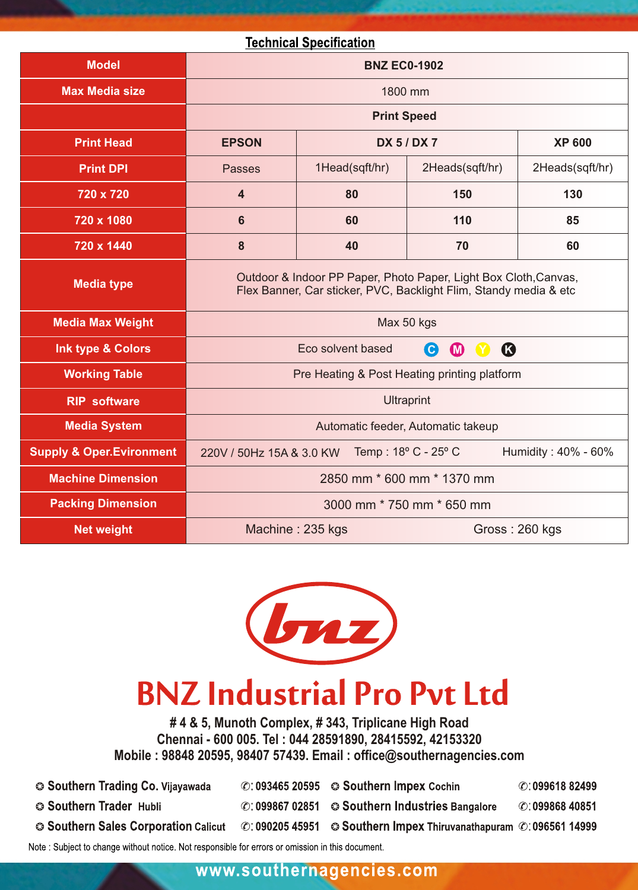## Technical Specification

| Model | BNZ EC0-1902 | | | |
|---|---|---|---|---|
| Max Media size | 1800 mm | | | |
| | Print Speed | | | |
| Print Head | EPSON | DX 5 / DX 7 | | XP 600 |
| Print DPI | Passes | 1Head(sqft/hr) | 2Heads(sqft/hr) | 2Heads(sqft/hr) |
| 720 x 720 | 4 | 80 | 150 | 130 |
| 720 x 1080 | 6 | 60 | 110 | 85 |
| 720 x 1440 | 8 | 40 | 70 | 60 |
| Media type | Outdoor & Indoor PP Paper, Photo Paper, Light Box Cloth,Canvas, Flex Banner, Car sticker, PVC, Backlight Flim, Standy media & etc | | | |
| Media Max Weight | Max 50 kgs | | | |
| Ink type & Colors | Eco solvent based C M Y K | | | |
| Working Table | Pre Heating & Post Heating printing platform | | | |
| RIP software | Ultraprint | | | |
| Media System | Automatic feeder, Automatic takeup | | | |
| Supply & Oper.Evironment | 220V / 50Hz 15A & 3.0 KW Temp : 18º C - 25º C Humidity : 40% - 60% | | | |
| Machine Dimension | 2850 mm * 600 mm * 1370 mm | | | |
| Packing Dimension | 3000 mm * 750 mm * 650 mm | | | |
| Net weight | Machine : 235 kgs Gross : 260 kgs | | | |

# BNZ Industrial Pro Pvt Ltd

**# 4 & 5, Munoth Complex, # 343, Triplicane High Road**
**Chennai - 600 005. Tel : 044 28591890, 28415592, 42153320**
**Mobile : 98848 20595, 98407 57439. Email : office@southernagencies.com**

- **Southern Trading Co.** Vijayawada ✆: 093465 20595
- **Southern Impex** Cochin ✆: 099618 82499
- **Southern Trader** Hubli ✆: 099867 02851
- **Southern Industries** Bangalore ✆: 099868 40851
- **Southern Sales Corporation** Calicut ✆: 090205 45951
- **Southern Impex** Thiruvanathapuram ✆: 096561 14999

Note : Subject to change without notice. Not responsible for errors or omission in this document.

www.southernagencies.com